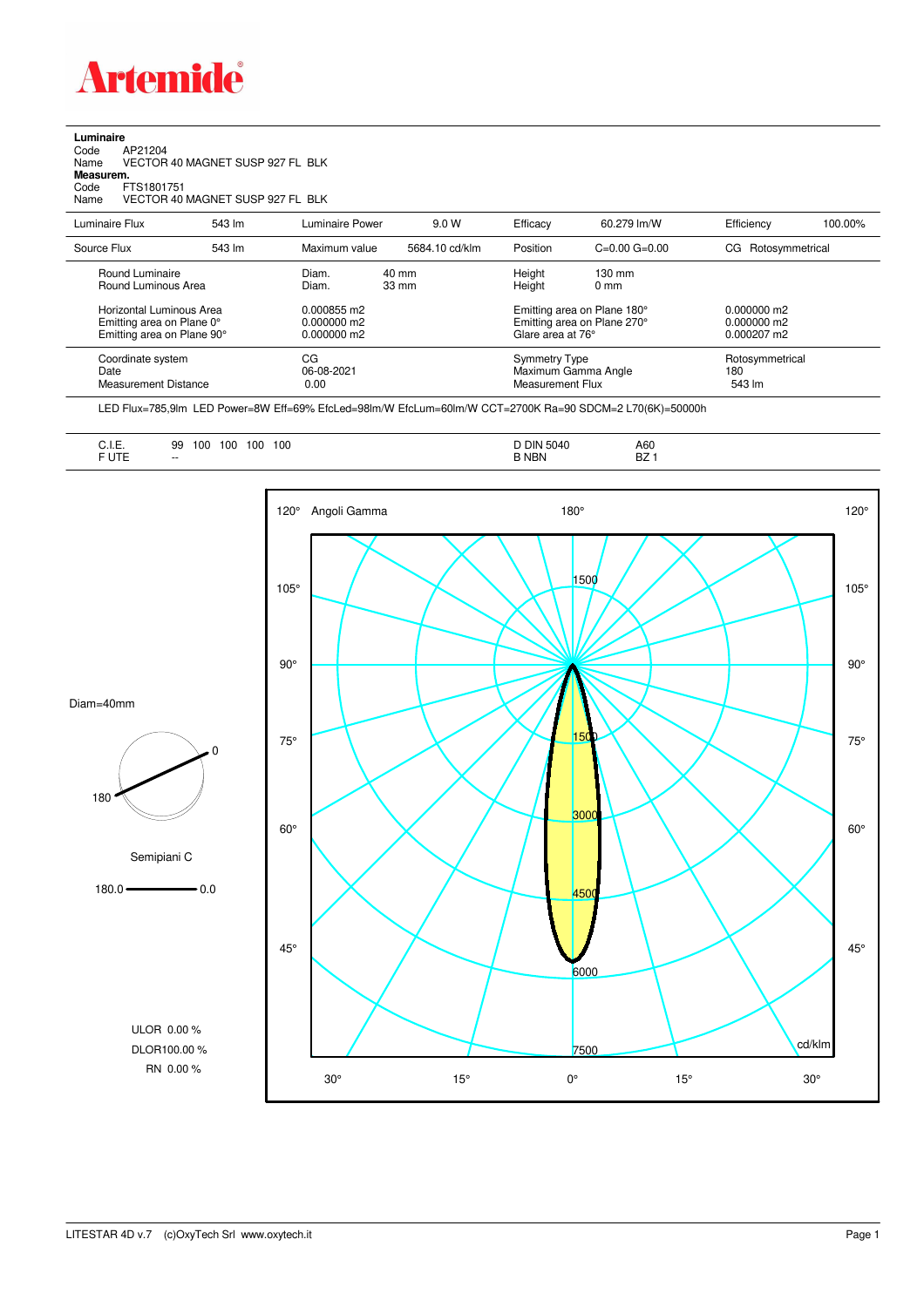# Artemide

**Luminaire**
Code AP21204
Name VECTOR 40 MAGNET SUSP 927 FL BLK
**Measurem.**
Code FTS1801751
Name VECTOR 40 MAGNET SUSP 927 FL BLK

| | | | | | | | |
|---|---|---|---|---|---|---|---|
| Luminaire Flux | 543 lm | Luminaire Power | 9.0 W | Efficacy | 60.279 lm/W | Efficiency | 100.00% |
| Source Flux | 543 lm | Maximum value | 5684.10 cd/klm | Position | C=0.00 G=0.00 | CG Rotosymmetrical | |

| | | | | | |
|---|---|---|---|---|---|
| Round Luminaire | Diam. | 40 mm | Height | 130 mm | |
| Round Luminous Area | Diam. | 33 mm | Height | 0 mm | |
| Horizontal Luminous Area | 0.000855 m2 | | Emitting area on Plane 180° | | 0.000000 m2 |
| Emitting area on Plane 0° | 0.000000 m2 | | Emitting area on Plane 270° | | 0.000000 m2 |
| Emitting area on Plane 90° | 0.000000 m2 | | Glare area at 76° | | 0.000207 m2 |

| | | | |
|---|---|---|---|
| Coordinate system | CG | Symmetry Type | Rotosymmetrical |
| Date | 06-08-2021 | Maximum Gamma Angle | 180 |
| Measurement Distance | 0.00 | Measurement Flux | 543 lm |

LED Flux=785,9lm LED Power=8W Eff=69% EfcLed=98lm/W EfcLum=60lm/W CCT=2700K Ra=90 SDCM=2 L70(6K)=50000h

| | | | |
|---|---|---|---|
| C.I.E. | 99 100 100 100 100 | D DIN 5040 | A60 |
| F UTE | -- | B NBN | BZ 1 |

Diam=40mm

Semipiani C

180.0 — 0.0

ULOR 0.00 %
DLOR100.00 %
RN 0.00 %

Angoli Gamma — cd/klm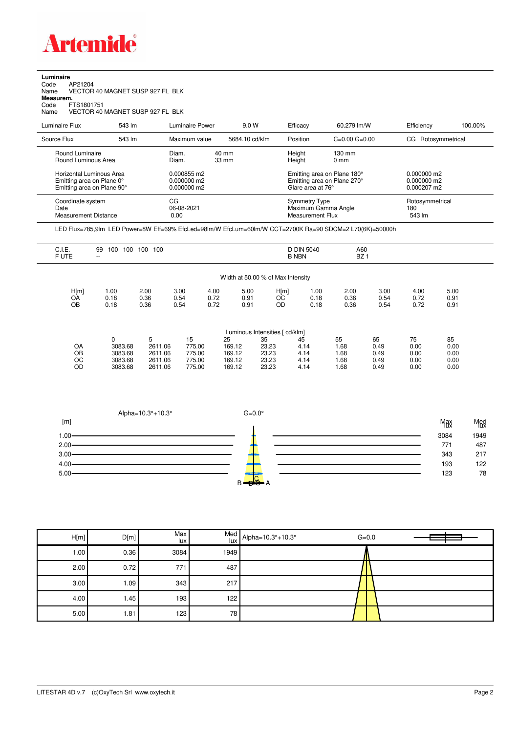# Artemide

**Luminaire**
Code AP21204
Name VECTOR 40 MAGNET SUSP 927 FL BLK
**Measurem.**
Code FTS1801751
Name VECTOR 40 MAGNET SUSP 927 FL BLK

| | | | | | | | |
|---|---|---|---|---|---|---|---|
| Luminaire Flux | 543 lm | Luminaire Power | 9.0 W | Efficacy | 60.279 lm/W | Efficiency | 100.00% |
| Source Flux | 543 lm | Maximum value | 5684.10 cd/klm | Position | C=0.00 G=0.00 | CG Rotosymmetrical | |

| | | | | | |
|---|---|---|---|---|---|
| Round Luminaire | Diam. | 40 mm | Height | 130 mm | |
| Round Luminous Area | Diam. | 33 mm | Height | 0 mm | |
| Horizontal Luminous Area | 0.000855 m2 | | Emitting area on Plane 180° | | 0.000000 m2 |
| Emitting area on Plane 0° | 0.000000 m2 | | Emitting area on Plane 270° | | 0.000000 m2 |
| Emitting area on Plane 90° | 0.000000 m2 | | Glare area at 76° | | 0.000207 m2 |

| | | | |
|---|---|---|---|
| Coordinate system | CG | Symmetry Type | Rotosymmetrical |
| Date | 06-08-2021 | Maximum Gamma Angle | 180 |
| Measurement Distance | 0.00 | Measurement Flux | 543 lm |

LED Flux=785,9lm LED Power=8W Eff=69% EfcLed=98lm/W EfcLum=60lm/W CCT=2700K Ra=90 SDCM=2 L70(6K)=50000h

| | | | |
|---|---|---|---|
| C.I.E. | 99 100 100 100 100 | D DIN 5040 | A60 |
| F UTE | -- | B NBN | BZ 1 |

Width at 50.00 % of Max Intensity

| H[m] | 1.00 | 2.00 | 3.00 | 4.00 | 5.00 | H[m] | 1.00 | 2.00 | 3.00 | 4.00 | 5.00 |
|---|---|---|---|---|---|---|---|---|---|---|---|
| OA | 0.18 | 0.36 | 0.54 | 0.72 | 0.91 | OC | 0.18 | 0.36 | 0.54 | 0.72 | 0.91 |
| OB | 0.18 | 0.36 | 0.54 | 0.72 | 0.91 | OD | 0.18 | 0.36 | 0.54 | 0.72 | 0.91 |

Luminous Intensities [ cd/klm]

| | 0 | 5 | 15 | 25 | 35 | 45 | 55 | 65 | 75 | 85 |
|---|---|---|---|---|---|---|---|---|---|---|
| OA | 3083.68 | 2611.06 | 775.00 | 169.12 | 23.23 | 4.14 | 1.68 | 0.49 | 0.00 | 0.00 |
| OB | 3083.68 | 2611.06 | 775.00 | 169.12 | 23.23 | 4.14 | 1.68 | 0.49 | 0.00 | 0.00 |
| OC | 3083.68 | 2611.06 | 775.00 | 169.12 | 23.23 | 4.14 | 1.68 | 0.49 | 0.00 | 0.00 |
| OD | 3083.68 | 2611.06 | 775.00 | 169.12 | 23.23 | 4.14 | 1.68 | 0.49 | 0.00 | 0.00 |

Alpha=10.3°+10.3°
G=0.0°
[m]
1.00
2.00
3.00
4.00
5.00
B D C A
Max lux: 3084, 771, 343, 193, 123
Med lux: 1949, 487, 217, 122, 78

| H[m] | D[m] | Max lux | Med lux | Alpha=10.3°+10.3° G=0.0 |
|---|---|---|---|---|
| 1.00 | 0.36 | 3084 | 1949 | |
| 2.00 | 0.72 | 771 | 487 | |
| 3.00 | 1.09 | 343 | 217 | |
| 4.00 | 1.45 | 193 | 122 | |
| 5.00 | 1.81 | 123 | 78 | |

LITESTAR 4D v.7 (c)OxyTech Srl www.oxytech.it